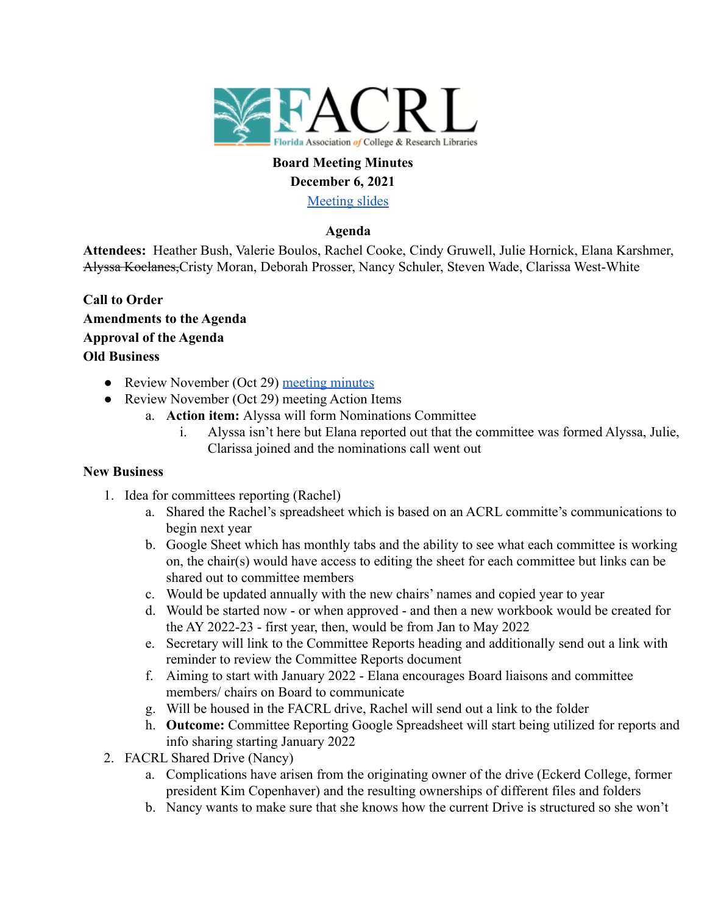**Board Meeting Minutes**
**December 6, 2021**
[Meeting slides]

**Agenda**

**Attendees:** Heather Bush, Valerie Boulos, Rachel Cooke, Cindy Gruwell, Julie Hornick, Elana Karshmer, ~~Alyssa Koclanes,~~Cristy Moran, Deborah Prosser, Nancy Schuler, Steven Wade, Clarissa West-White

**Call to Order**
**Amendments to the Agenda**
**Approval of the Agenda**
**Old Business**

- Review November (Oct 29) meeting minutes
- Review November (Oct 29) meeting Action Items
    a. **Action item:** Alyssa will form Nominations Committee
        i. Alyssa isn't here but Elana reported out that the committee was formed Alyssa, Julie, Clarissa joined and the nominations call went out

**New Business**

1. Idea for committees reporting (Rachel)
    a. Shared the Rachel's spreadsheet which is based on an ACRL committe's communications to begin next year
    b. Google Sheet which has monthly tabs and the ability to see what each committee is working on, the chair(s) would have access to editing the sheet for each committee but links can be shared out to committee members
    c. Would be updated annually with the new chairs' names and copied year to year
    d. Would be started now - or when approved - and then a new workbook would be created for the AY 2022-23 - first year, then, would be from Jan to May 2022
    e. Secretary will link to the Committee Reports heading and additionally send out a link with reminder to review the Committee Reports document
    f. Aiming to start with January 2022 - Elana encourages Board liaisons and committee members/ chairs on Board to communicate
    g. Will be housed in the FACRL drive, Rachel will send out a link to the folder
    h. **Outcome:** Committee Reporting Google Spreadsheet will start being utilized for reports and info sharing starting January 2022
2. FACRL Shared Drive (Nancy)
    a. Complications have arisen from the originating owner of the drive (Eckerd College, former president Kim Copenhaver) and the resulting ownerships of different files and folders
    b. Nancy wants to make sure that she knows how the current Drive is structured so she won't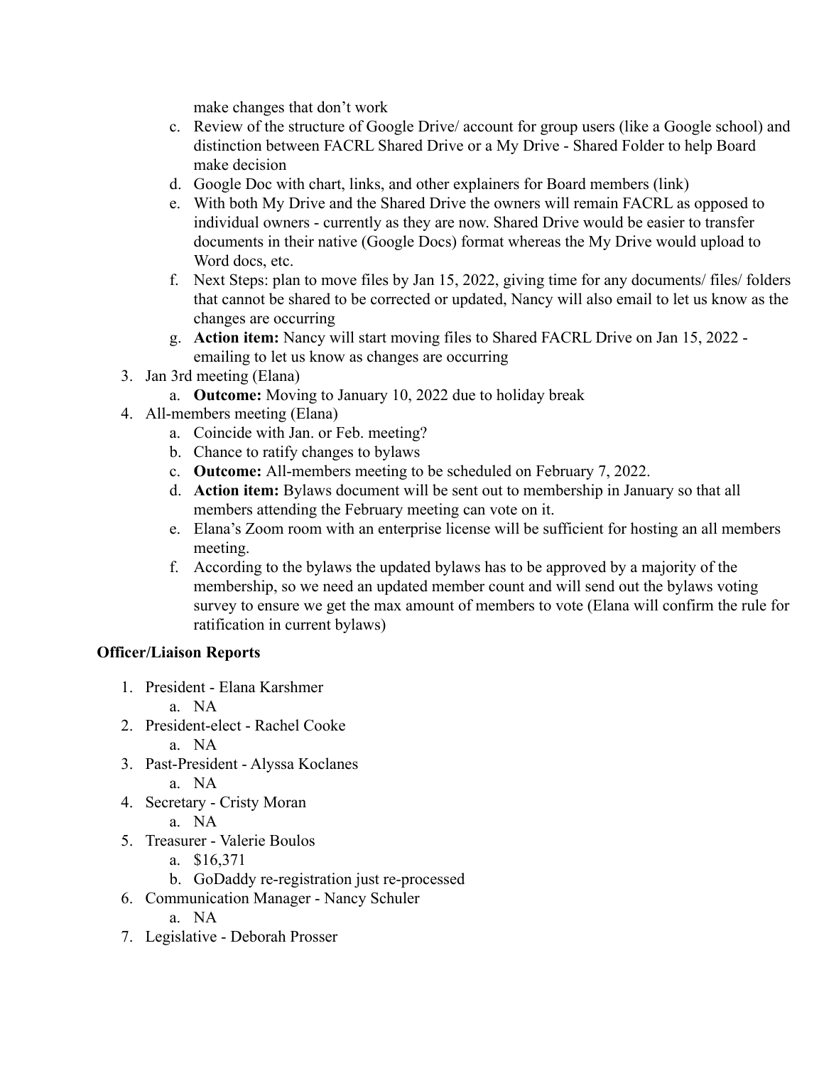make changes that don't work

   c. Review of the structure of Google Drive/ account for group users (like a Google school) and distinction between FACRL Shared Drive or a My Drive - Shared Folder to help Board make decision
   d. Google Doc with chart, links, and other explainers for Board members (link)
   e. With both My Drive and the Shared Drive the owners will remain FACRL as opposed to individual owners - currently as they are now. Shared Drive would be easier to transfer documents in their native (Google Docs) format whereas the My Drive would upload to Word docs, etc.
   f. Next Steps: plan to move files by Jan 15, 2022, giving time for any documents/ files/ folders that cannot be shared to be corrected or updated, Nancy will also email to let us know as the changes are occurring
   g. **Action item:** Nancy will start moving files to Shared FACRL Drive on Jan 15, 2022 - emailing to let us know as changes are occurring

3. Jan 3rd meeting (Elana)
   a. **Outcome:** Moving to January 10, 2022 due to holiday break
4. All-members meeting (Elana)
   a. Coincide with Jan. or Feb. meeting?
   b. Chance to ratify changes to bylaws
   c. **Outcome:** All-members meeting to be scheduled on February 7, 2022.
   d. **Action item:** Bylaws document will be sent out to membership in January so that all members attending the February meeting can vote on it.
   e. Elana's Zoom room with an enterprise license will be sufficient for hosting an all members meeting.
   f. According to the bylaws the updated bylaws has to be approved by a majority of the membership, so we need an updated member count and will send out the bylaws voting survey to ensure we get the max amount of members to vote (Elana will confirm the rule for ratification in current bylaws)

**Officer/Liaison Reports**

1. President - Elana Karshmer
   a. NA
2. President-elect - Rachel Cooke
   a. NA
3. Past-President - Alyssa Koclanes
   a. NA
4. Secretary - Cristy Moran
   a. NA
5. Treasurer - Valerie Boulos
   a. $16,371
   b. GoDaddy re-registration just re-processed
6. Communication Manager - Nancy Schuler
   a. NA
7. Legislative - Deborah Prosser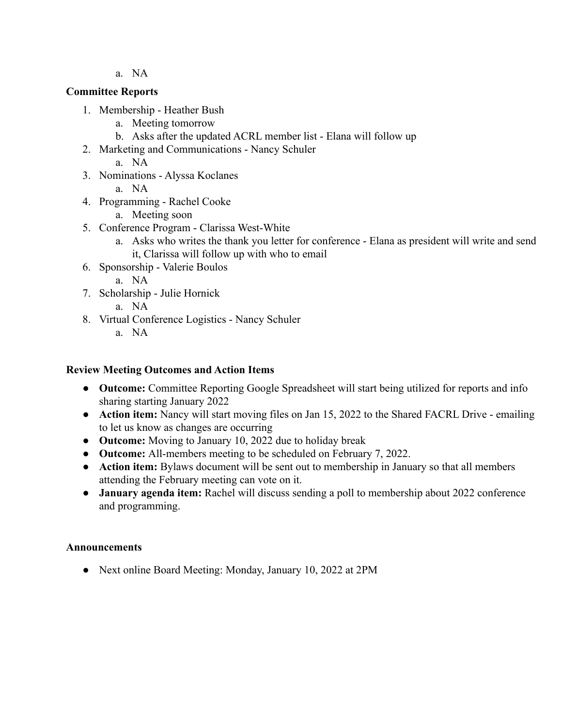a. NA

**Committee Reports**

1. Membership - Heather Bush
   a. Meeting tomorrow
   b. Asks after the updated ACRL member list - Elana will follow up
2. Marketing and Communications - Nancy Schuler
   a. NA
3. Nominations - Alyssa Koclanes
   a. NA
4. Programming - Rachel Cooke
   a. Meeting soon
5. Conference Program - Clarissa West-White
   a. Asks who writes the thank you letter for conference - Elana as president will write and send it, Clarissa will follow up with who to email
6. Sponsorship - Valerie Boulos
   a. NA
7. Scholarship - Julie Hornick
   a. NA
8. Virtual Conference Logistics - Nancy Schuler
   a. NA

**Review Meeting Outcomes and Action Items**

- **Outcome:** Committee Reporting Google Spreadsheet will start being utilized for reports and info sharing starting January 2022
- **Action item:** Nancy will start moving files on Jan 15, 2022 to the Shared FACRL Drive - emailing to let us know as changes are occurring
- **Outcome:** Moving to January 10, 2022 due to holiday break
- **Outcome:** All-members meeting to be scheduled on February 7, 2022.
- **Action item:** Bylaws document will be sent out to membership in January so that all members attending the February meeting can vote on it.
- **January agenda item:** Rachel will discuss sending a poll to membership about 2022 conference and programming.

**Announcements**

- Next online Board Meeting: Monday, January 10, 2022 at 2PM